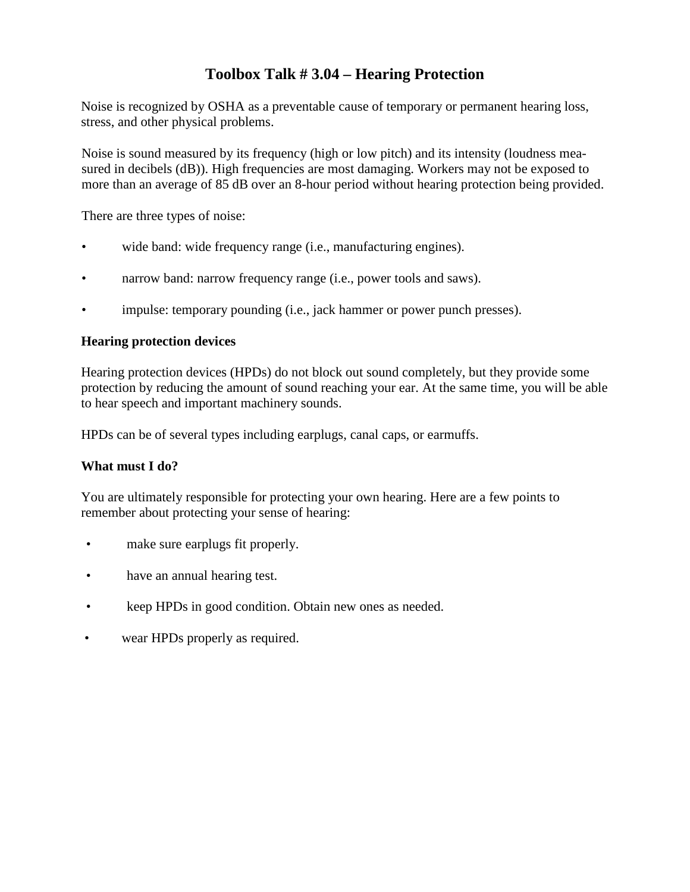# Toolbox Talk # 3.04 – Hearing Protection

Noise is recognized by OSHA as a preventable cause of temporary or permanent hearing loss, stress, and other physical problems.

Noise is sound measured by its frequency (high or low pitch) and its intensity (loudness measured in decibels (dB)). High frequencies are most damaging. Workers may not be exposed to more than an average of 85 dB over an 8-hour period without hearing protection being provided.

There are three types of noise:

- wide band: wide frequency range (i.e., manufacturing engines).
- narrow band: narrow frequency range (i.e., power tools and saws).
- impulse: temporary pounding (i.e., jack hammer or power punch presses).

**Hearing protection devices**

Hearing protection devices (HPDs) do not block out sound completely, but they provide some protection by reducing the amount of sound reaching your ear. At the same time, you will be able to hear speech and important machinery sounds.

HPDs can be of several types including earplugs, canal caps, or earmuffs.

**What must I do?**

You are ultimately responsible for protecting your own hearing. Here are a few points to remember about protecting your sense of hearing:

- make sure earplugs fit properly.
- have an annual hearing test.
- keep HPDs in good condition. Obtain new ones as needed.
- wear HPDs properly as required.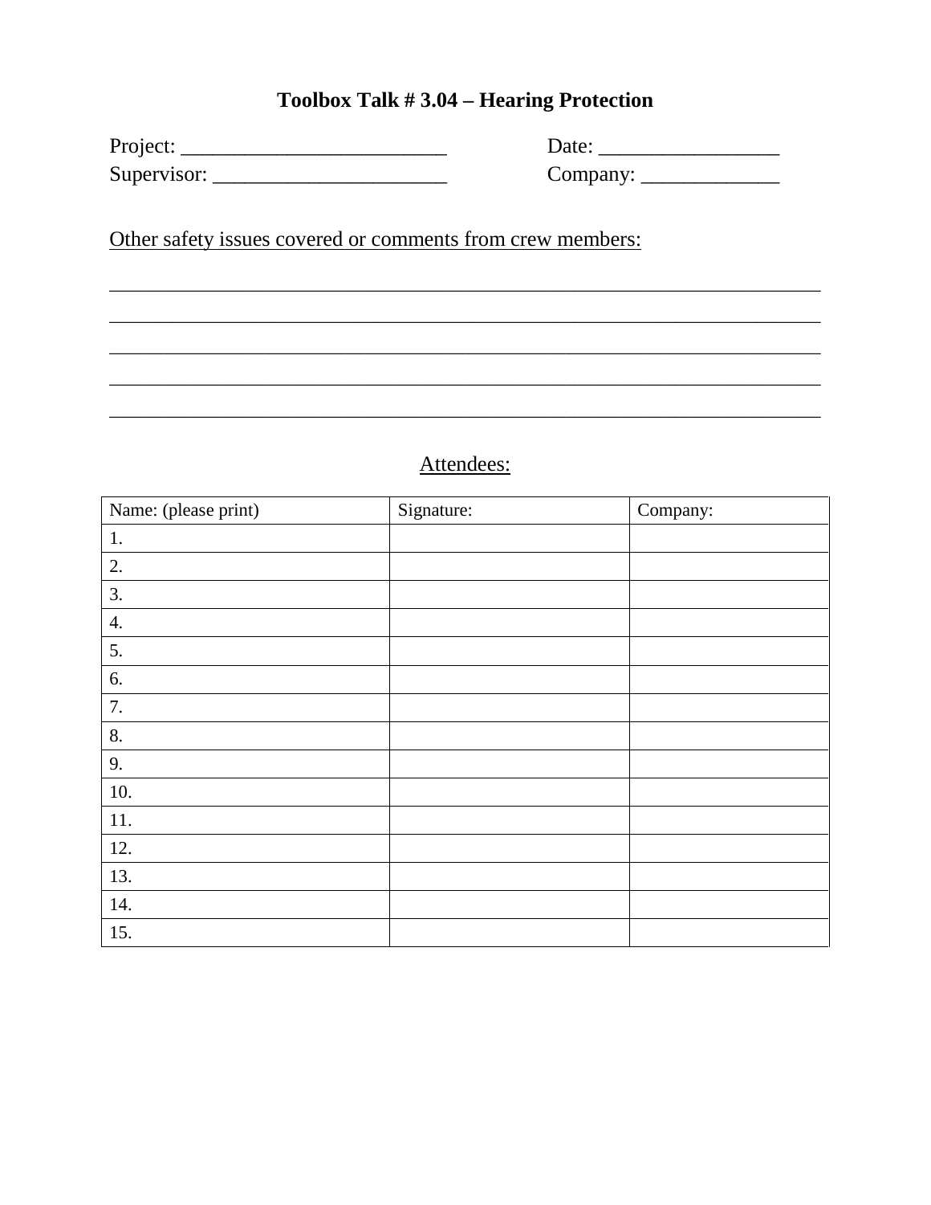# Toolbox Talk # 3.04 – Hearing Protection

Project: _________________________ Date: _________________

Supervisor: ______________________ Company: _____________

Other safety issues covered or comments from crew members:

_____________________________________________________________________

_____________________________________________________________________

_____________________________________________________________________

_____________________________________________________________________

_____________________________________________________________________

## Attendees:

| Name: (please print) | Signature: | Company: |
|---|---|---|
| 1. | | |
| 2. | | |
| 3. | | |
| 4. | | |
| 5. | | |
| 6. | | |
| 7. | | |
| 8. | | |
| 9. | | |
| 10. | | |
| 11. | | |
| 12. | | |
| 13. | | |
| 14. | | |
| 15. | | |